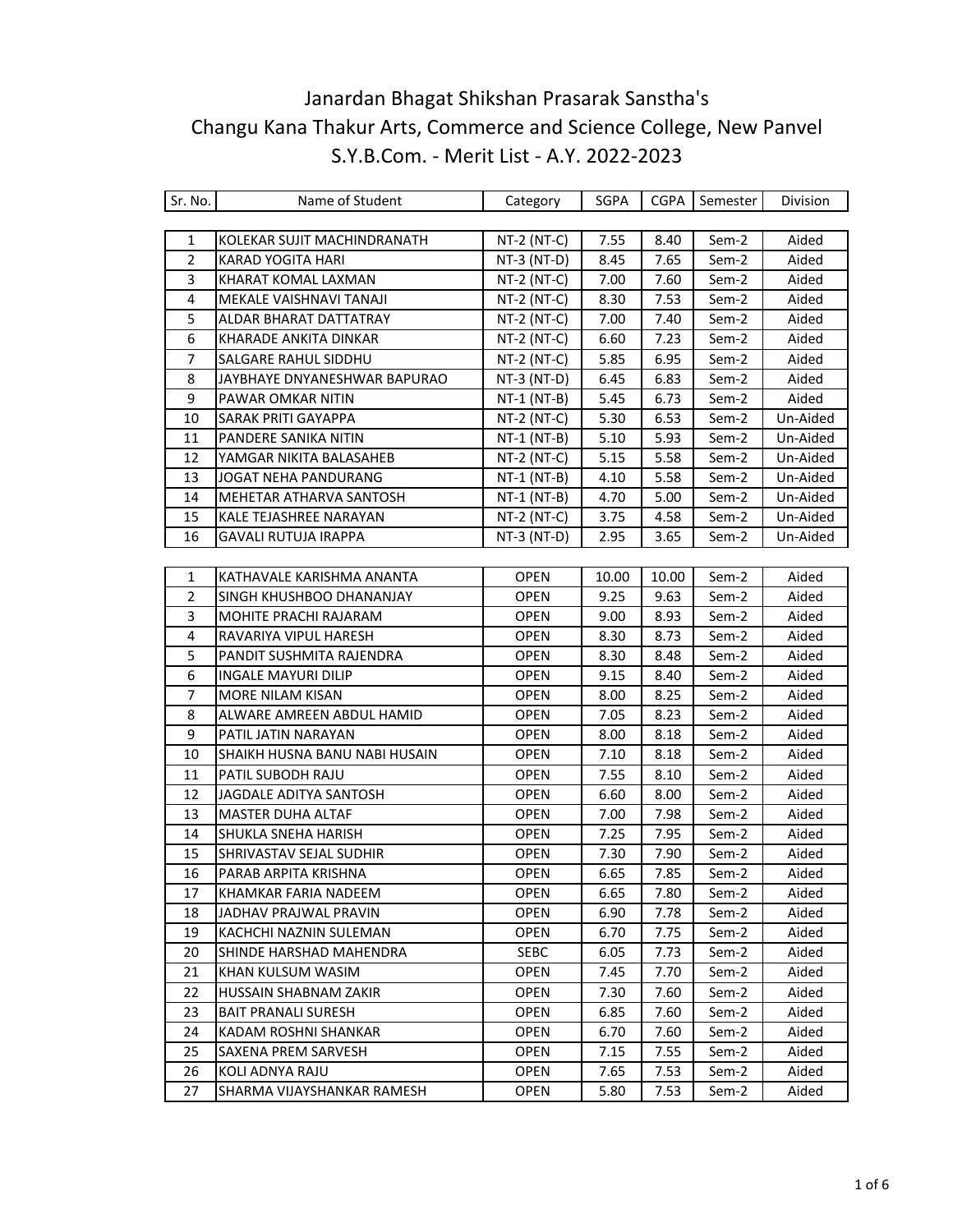# Janardan Bhagat Shikshan Prasarak Sanstha's
# Changu Kana Thakur Arts, Commerce and Science College, New Panvel
## S.Y.B.Com. - Merit List - A.Y. 2022-2023

| Sr. No. | Name of Student | Category | SGPA | CGPA | Semester | Division |
|---|---|---|---|---|---|---|
| 1 | KOLEKAR SUJIT MACHINDRANATH | NT-2 (NT-C) | 7.55 | 8.40 | Sem-2 | Aided |
| 2 | KARAD YOGITA HARI | NT-3 (NT-D) | 8.45 | 7.65 | Sem-2 | Aided |
| 3 | KHARAT KOMAL LAXMAN | NT-2 (NT-C) | 7.00 | 7.60 | Sem-2 | Aided |
| 4 | MEKALE VAISHNAVI TANAJI | NT-2 (NT-C) | 8.30 | 7.53 | Sem-2 | Aided |
| 5 | ALDAR BHARAT DATTATRAY | NT-2 (NT-C) | 7.00 | 7.40 | Sem-2 | Aided |
| 6 | KHARADE ANKITA DINKAR | NT-2 (NT-C) | 6.60 | 7.23 | Sem-2 | Aided |
| 7 | SALGARE RAHUL SIDDHU | NT-2 (NT-C) | 5.85 | 6.95 | Sem-2 | Aided |
| 8 | JAYBHAYE DNYANESHWAR BAPURAO | NT-3 (NT-D) | 6.45 | 6.83 | Sem-2 | Aided |
| 9 | PAWAR OMKAR NITIN | NT-1 (NT-B) | 5.45 | 6.73 | Sem-2 | Aided |
| 10 | SARAK PRITI GAYAPPA | NT-2 (NT-C) | 5.30 | 6.53 | Sem-2 | Un-Aided |
| 11 | PANDERE SANIKA NITIN | NT-1 (NT-B) | 5.10 | 5.93 | Sem-2 | Un-Aided |
| 12 | YAMGAR NIKITA BALASAHEB | NT-2 (NT-C) | 5.15 | 5.58 | Sem-2 | Un-Aided |
| 13 | JOGAT NEHA PANDURANG | NT-1 (NT-B) | 4.10 | 5.58 | Sem-2 | Un-Aided |
| 14 | MEHETAR ATHARVA SANTOSH | NT-1 (NT-B) | 4.70 | 5.00 | Sem-2 | Un-Aided |
| 15 | KALE TEJASHREE NARAYAN | NT-2 (NT-C) | 3.75 | 4.58 | Sem-2 | Un-Aided |
| 16 | GAVALI RUTUJA IRAPPA | NT-3 (NT-D) | 2.95 | 3.65 | Sem-2 | Un-Aided |

| Sr. No. | Name of Student | Category | SGPA | CGPA | Semester | Division |
|---|---|---|---|---|---|---|
| 1 | KATHAVALE KARISHMA ANANTA | OPEN | 10.00 | 10.00 | Sem-2 | Aided |
| 2 | SINGH KHUSHBOO DHANANJAY | OPEN | 9.25 | 9.63 | Sem-2 | Aided |
| 3 | MOHITE PRACHI RAJARAM | OPEN | 9.00 | 8.93 | Sem-2 | Aided |
| 4 | RAVARIYA VIPUL HARESH | OPEN | 8.30 | 8.73 | Sem-2 | Aided |
| 5 | PANDIT SUSHMITA RAJENDRA | OPEN | 8.30 | 8.48 | Sem-2 | Aided |
| 6 | INGALE MAYURI DILIP | OPEN | 9.15 | 8.40 | Sem-2 | Aided |
| 7 | MORE NILAM KISAN | OPEN | 8.00 | 8.25 | Sem-2 | Aided |
| 8 | ALWARE AMREEN ABDUL HAMID | OPEN | 7.05 | 8.23 | Sem-2 | Aided |
| 9 | PATIL JATIN NARAYAN | OPEN | 8.00 | 8.18 | Sem-2 | Aided |
| 10 | SHAIKH HUSNA BANU NABI HUSAIN | OPEN | 7.10 | 8.18 | Sem-2 | Aided |
| 11 | PATIL SUBODH RAJU | OPEN | 7.55 | 8.10 | Sem-2 | Aided |
| 12 | JAGDALE ADITYA SANTOSH | OPEN | 6.60 | 8.00 | Sem-2 | Aided |
| 13 | MASTER DUHA ALTAF | OPEN | 7.00 | 7.98 | Sem-2 | Aided |
| 14 | SHUKLA SNEHA HARISH | OPEN | 7.25 | 7.95 | Sem-2 | Aided |
| 15 | SHRIVASTAV SEJAL SUDHIR | OPEN | 7.30 | 7.90 | Sem-2 | Aided |
| 16 | PARAB ARPITA KRISHNA | OPEN | 6.65 | 7.85 | Sem-2 | Aided |
| 17 | KHAMKAR FARIA NADEEM | OPEN | 6.65 | 7.80 | Sem-2 | Aided |
| 18 | JADHAV PRAJWAL PRAVIN | OPEN | 6.90 | 7.78 | Sem-2 | Aided |
| 19 | KACHCHI NAZNIN SULEMAN | OPEN | 6.70 | 7.75 | Sem-2 | Aided |
| 20 | SHINDE HARSHAD MAHENDRA | SEBC | 6.05 | 7.73 | Sem-2 | Aided |
| 21 | KHAN KULSUM WASIM | OPEN | 7.45 | 7.70 | Sem-2 | Aided |
| 22 | HUSSAIN SHABNAM ZAKIR | OPEN | 7.30 | 7.60 | Sem-2 | Aided |
| 23 | BAIT PRANALI SURESH | OPEN | 6.85 | 7.60 | Sem-2 | Aided |
| 24 | KADAM ROSHNI SHANKAR | OPEN | 6.70 | 7.60 | Sem-2 | Aided |
| 25 | SAXENA PREM SARVESH | OPEN | 7.15 | 7.55 | Sem-2 | Aided |
| 26 | KOLI ADNYA RAJU | OPEN | 7.65 | 7.53 | Sem-2 | Aided |
| 27 | SHARMA VIJAYSHANKAR RAMESH | OPEN | 5.80 | 7.53 | Sem-2 | Aided |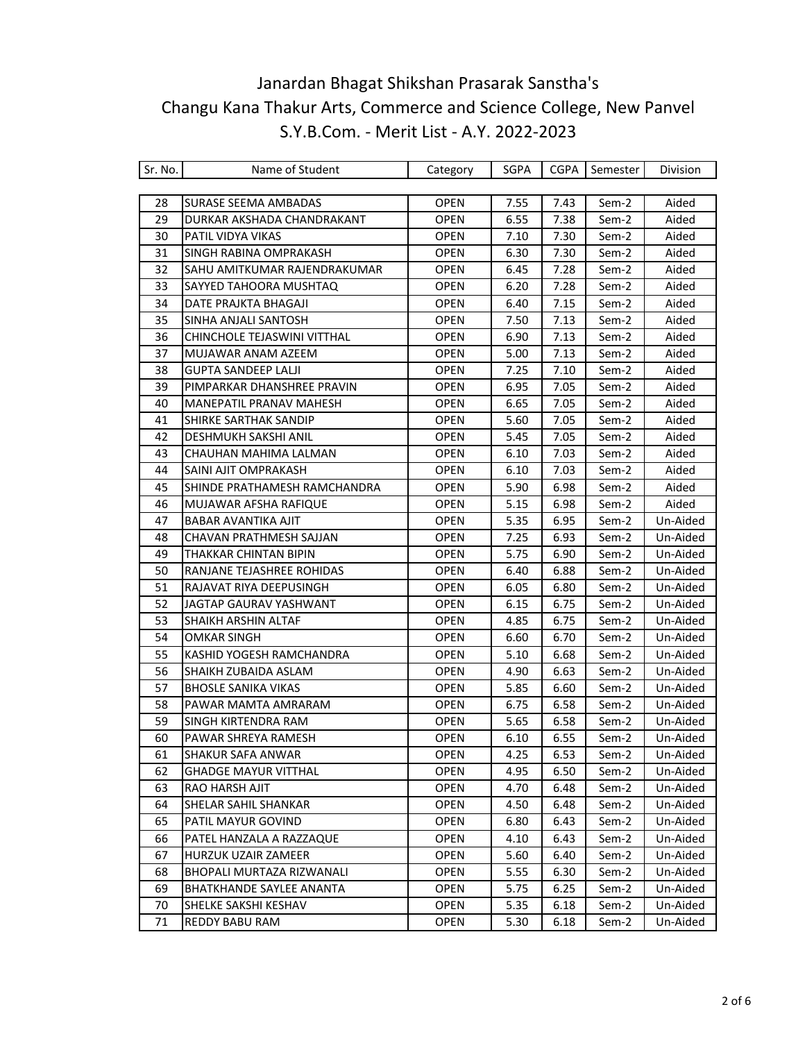# Janardan Bhagat Shikshan Prasarak Sanstha's
# Changu Kana Thakur Arts, Commerce and Science College, New Panvel
## S.Y.B.Com. - Merit List - A.Y. 2022-2023

| Sr. No. | Name of Student | Category | SGPA | CGPA | Semester | Division |
|---|---|---|---|---|---|---|
| 28 | SURASE SEEMA AMBADAS | OPEN | 7.55 | 7.43 | Sem-2 | Aided |
| 29 | DURKAR AKSHADA CHANDRAKANT | OPEN | 6.55 | 7.38 | Sem-2 | Aided |
| 30 | PATIL VIDYA VIKAS | OPEN | 7.10 | 7.30 | Sem-2 | Aided |
| 31 | SINGH RABINA OMPRAKASH | OPEN | 6.30 | 7.30 | Sem-2 | Aided |
| 32 | SAHU AMITKUMAR RAJENDRAKUMAR | OPEN | 6.45 | 7.28 | Sem-2 | Aided |
| 33 | SAYYED TAHOORA MUSHTAQ | OPEN | 6.20 | 7.28 | Sem-2 | Aided |
| 34 | DATE PRAJKTA BHAGAJI | OPEN | 6.40 | 7.15 | Sem-2 | Aided |
| 35 | SINHA ANJALI SANTOSH | OPEN | 7.50 | 7.13 | Sem-2 | Aided |
| 36 | CHINCHOLE TEJASWINI VITTHAL | OPEN | 6.90 | 7.13 | Sem-2 | Aided |
| 37 | MUJAWAR ANAM AZEEM | OPEN | 5.00 | 7.13 | Sem-2 | Aided |
| 38 | GUPTA SANDEEP LALJI | OPEN | 7.25 | 7.10 | Sem-2 | Aided |
| 39 | PIMPARKAR DHANSHREE PRAVIN | OPEN | 6.95 | 7.05 | Sem-2 | Aided |
| 40 | MANEPATIL PRANAV MAHESH | OPEN | 6.65 | 7.05 | Sem-2 | Aided |
| 41 | SHIRKE SARTHAK SANDIP | OPEN | 5.60 | 7.05 | Sem-2 | Aided |
| 42 | DESHMUKH SAKSHI ANIL | OPEN | 5.45 | 7.05 | Sem-2 | Aided |
| 43 | CHAUHAN MAHIMA LALMAN | OPEN | 6.10 | 7.03 | Sem-2 | Aided |
| 44 | SAINI AJIT OMPRAKASH | OPEN | 6.10 | 7.03 | Sem-2 | Aided |
| 45 | SHINDE PRATHAMESH RAMCHANDRA | OPEN | 5.90 | 6.98 | Sem-2 | Aided |
| 46 | MUJAWAR AFSHA RAFIQUE | OPEN | 5.15 | 6.98 | Sem-2 | Aided |
| 47 | BABAR AVANTIKA AJIT | OPEN | 5.35 | 6.95 | Sem-2 | Un-Aided |
| 48 | CHAVAN PRATHMESH SAJJAN | OPEN | 7.25 | 6.93 | Sem-2 | Un-Aided |
| 49 | THAKKAR CHINTAN BIPIN | OPEN | 5.75 | 6.90 | Sem-2 | Un-Aided |
| 50 | RANJANE TEJASHREE ROHIDAS | OPEN | 6.40 | 6.88 | Sem-2 | Un-Aided |
| 51 | RAJAVAT RIYA DEEPUSINGH | OPEN | 6.05 | 6.80 | Sem-2 | Un-Aided |
| 52 | JAGTAP GAURAV YASHWANT | OPEN | 6.15 | 6.75 | Sem-2 | Un-Aided |
| 53 | SHAIKH ARSHIN ALTAF | OPEN | 4.85 | 6.75 | Sem-2 | Un-Aided |
| 54 | OMKAR SINGH | OPEN | 6.60 | 6.70 | Sem-2 | Un-Aided |
| 55 | KASHID YOGESH RAMCHANDRA | OPEN | 5.10 | 6.68 | Sem-2 | Un-Aided |
| 56 | SHAIKH ZUBAIDA ASLAM | OPEN | 4.90 | 6.63 | Sem-2 | Un-Aided |
| 57 | BHOSLE SANIKA VIKAS | OPEN | 5.85 | 6.60 | Sem-2 | Un-Aided |
| 58 | PAWAR MAMTA AMRARAM | OPEN | 6.75 | 6.58 | Sem-2 | Un-Aided |
| 59 | SINGH KIRTENDRA RAM | OPEN | 5.65 | 6.58 | Sem-2 | Un-Aided |
| 60 | PAWAR SHREYA RAMESH | OPEN | 6.10 | 6.55 | Sem-2 | Un-Aided |
| 61 | SHAKUR SAFA ANWAR | OPEN | 4.25 | 6.53 | Sem-2 | Un-Aided |
| 62 | GHADGE MAYUR VITTHAL | OPEN | 4.95 | 6.50 | Sem-2 | Un-Aided |
| 63 | RAO HARSH AJIT | OPEN | 4.70 | 6.48 | Sem-2 | Un-Aided |
| 64 | SHELAR SAHIL SHANKAR | OPEN | 4.50 | 6.48 | Sem-2 | Un-Aided |
| 65 | PATIL MAYUR GOVIND | OPEN | 6.80 | 6.43 | Sem-2 | Un-Aided |
| 66 | PATEL HANZALA A RAZZAQUE | OPEN | 4.10 | 6.43 | Sem-2 | Un-Aided |
| 67 | HURZUK UZAIR ZAMEER | OPEN | 5.60 | 6.40 | Sem-2 | Un-Aided |
| 68 | BHOPALI MURTAZA RIZWANALI | OPEN | 5.55 | 6.30 | Sem-2 | Un-Aided |
| 69 | BHATKHANDE SAYLEE ANANTA | OPEN | 5.75 | 6.25 | Sem-2 | Un-Aided |
| 70 | SHELKE SAKSHI KESHAV | OPEN | 5.35 | 6.18 | Sem-2 | Un-Aided |
| 71 | REDDY BABU RAM | OPEN | 5.30 | 6.18 | Sem-2 | Un-Aided |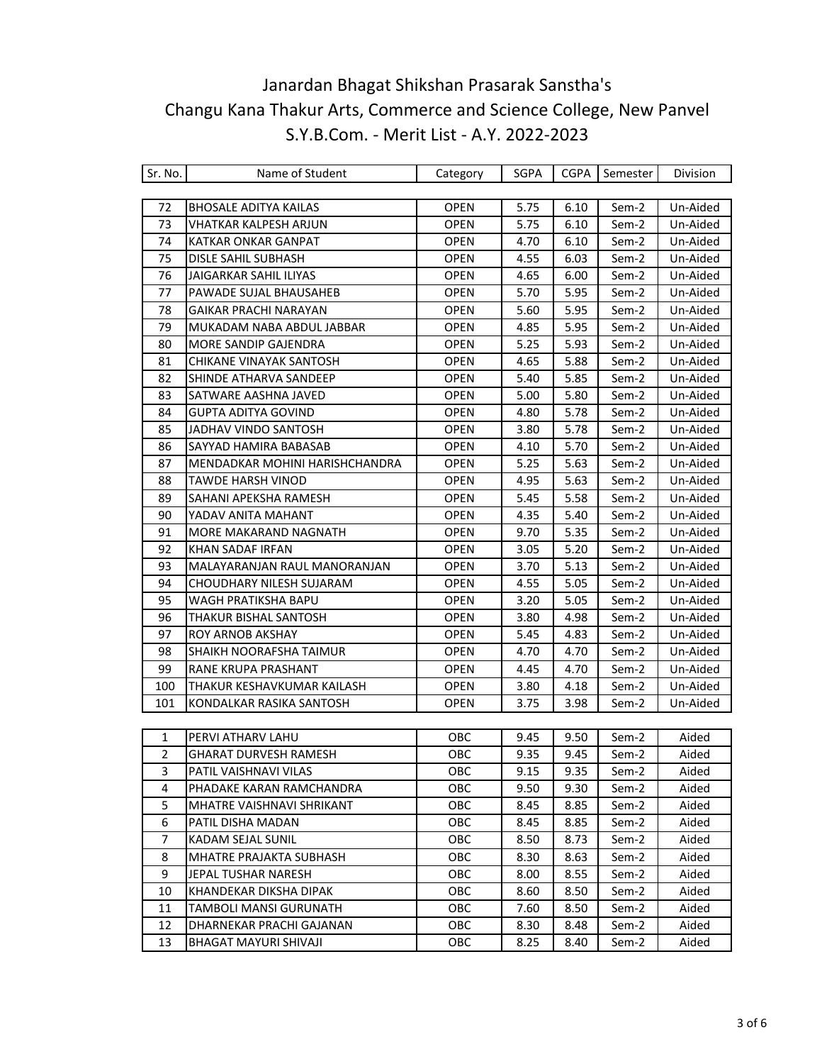# Janardan Bhagat Shikshan Prasarak Sanstha's
# Changu Kana Thakur Arts, Commerce and Science College, New Panvel
# S.Y.B.Com. - Merit List - A.Y. 2022-2023

| Sr. No. | Name of Student | Category | SGPA | CGPA | Semester | Division |
|---|---|---|---|---|---|---|
| 72 | BHOSALE ADITYA KAILAS | OPEN | 5.75 | 6.10 | Sem-2 | Un-Aided |
| 73 | VHATKAR KALPESH ARJUN | OPEN | 5.75 | 6.10 | Sem-2 | Un-Aided |
| 74 | KATKAR ONKAR GANPAT | OPEN | 4.70 | 6.10 | Sem-2 | Un-Aided |
| 75 | DISLE SAHIL SUBHASH | OPEN | 4.55 | 6.03 | Sem-2 | Un-Aided |
| 76 | JAIGARKAR SAHIL ILIYAS | OPEN | 4.65 | 6.00 | Sem-2 | Un-Aided |
| 77 | PAWADE SUJAL BHAUSAHEB | OPEN | 5.70 | 5.95 | Sem-2 | Un-Aided |
| 78 | GAIKAR PRACHI NARAYAN | OPEN | 5.60 | 5.95 | Sem-2 | Un-Aided |
| 79 | MUKADAM NABA ABDUL JABBAR | OPEN | 4.85 | 5.95 | Sem-2 | Un-Aided |
| 80 | MORE SANDIP GAJENDRA | OPEN | 5.25 | 5.93 | Sem-2 | Un-Aided |
| 81 | CHIKANE VINAYAK SANTOSH | OPEN | 4.65 | 5.88 | Sem-2 | Un-Aided |
| 82 | SHINDE ATHARVA SANDEEP | OPEN | 5.40 | 5.85 | Sem-2 | Un-Aided |
| 83 | SATWARE AASHNA JAVED | OPEN | 5.00 | 5.80 | Sem-2 | Un-Aided |
| 84 | GUPTA ADITYA GOVIND | OPEN | 4.80 | 5.78 | Sem-2 | Un-Aided |
| 85 | JADHAV VINDO SANTOSH | OPEN | 3.80 | 5.78 | Sem-2 | Un-Aided |
| 86 | SAYYAD HAMIRA BABASAB | OPEN | 4.10 | 5.70 | Sem-2 | Un-Aided |
| 87 | MENDADKAR MOHINI HARISHCHANDRA | OPEN | 5.25 | 5.63 | Sem-2 | Un-Aided |
| 88 | TAWDE HARSH VINOD | OPEN | 4.95 | 5.63 | Sem-2 | Un-Aided |
| 89 | SAHANI APEKSHA RAMESH | OPEN | 5.45 | 5.58 | Sem-2 | Un-Aided |
| 90 | YADAV ANITA MAHANT | OPEN | 4.35 | 5.40 | Sem-2 | Un-Aided |
| 91 | MORE MAKARAND NAGNATH | OPEN | 9.70 | 5.35 | Sem-2 | Un-Aided |
| 92 | KHAN SADAF IRFAN | OPEN | 3.05 | 5.20 | Sem-2 | Un-Aided |
| 93 | MALAYARANJAN RAUL MANORANJAN | OPEN | 3.70 | 5.13 | Sem-2 | Un-Aided |
| 94 | CHOUDHARY NILESH SUJARAM | OPEN | 4.55 | 5.05 | Sem-2 | Un-Aided |
| 95 | WAGH PRATIKSHA BAPU | OPEN | 3.20 | 5.05 | Sem-2 | Un-Aided |
| 96 | THAKUR BISHAL SANTOSH | OPEN | 3.80 | 4.98 | Sem-2 | Un-Aided |
| 97 | ROY ARNOB AKSHAY | OPEN | 5.45 | 4.83 | Sem-2 | Un-Aided |
| 98 | SHAIKH NOORAFSHA TAIMUR | OPEN | 4.70 | 4.70 | Sem-2 | Un-Aided |
| 99 | RANE KRUPA PRASHANT | OPEN | 4.45 | 4.70 | Sem-2 | Un-Aided |
| 100 | THAKUR KESHAVKUMAR KAILASH | OPEN | 3.80 | 4.18 | Sem-2 | Un-Aided |
| 101 | KONDALKAR RASIKA SANTOSH | OPEN | 3.75 | 3.98 | Sem-2 | Un-Aided |
| 1 | PERVI ATHARV LAHU | OBC | 9.45 | 9.50 | Sem-2 | Aided |
| 2 | GHARAT DURVESH RAMESH | OBC | 9.35 | 9.45 | Sem-2 | Aided |
| 3 | PATIL VAISHNAVI VILAS | OBC | 9.15 | 9.35 | Sem-2 | Aided |
| 4 | PHADAKE KARAN RAMCHANDRA | OBC | 9.50 | 9.30 | Sem-2 | Aided |
| 5 | MHATRE VAISHNAVI SHRIKANT | OBC | 8.45 | 8.85 | Sem-2 | Aided |
| 6 | PATIL DISHA MADAN | OBC | 8.45 | 8.85 | Sem-2 | Aided |
| 7 | KADAM SEJAL SUNIL | OBC | 8.50 | 8.73 | Sem-2 | Aided |
| 8 | MHATRE PRAJAKTA SUBHASH | OBC | 8.30 | 8.63 | Sem-2 | Aided |
| 9 | JEPAL TUSHAR NARESH | OBC | 8.00 | 8.55 | Sem-2 | Aided |
| 10 | KHANDEKAR DIKSHA DIPAK | OBC | 8.60 | 8.50 | Sem-2 | Aided |
| 11 | TAMBOLI MANSI GURUNATH | OBC | 7.60 | 8.50 | Sem-2 | Aided |
| 12 | DHARNEKAR PRACHI GAJANAN | OBC | 8.30 | 8.48 | Sem-2 | Aided |
| 13 | BHAGAT MAYURI SHIVAJI | OBC | 8.25 | 8.40 | Sem-2 | Aided |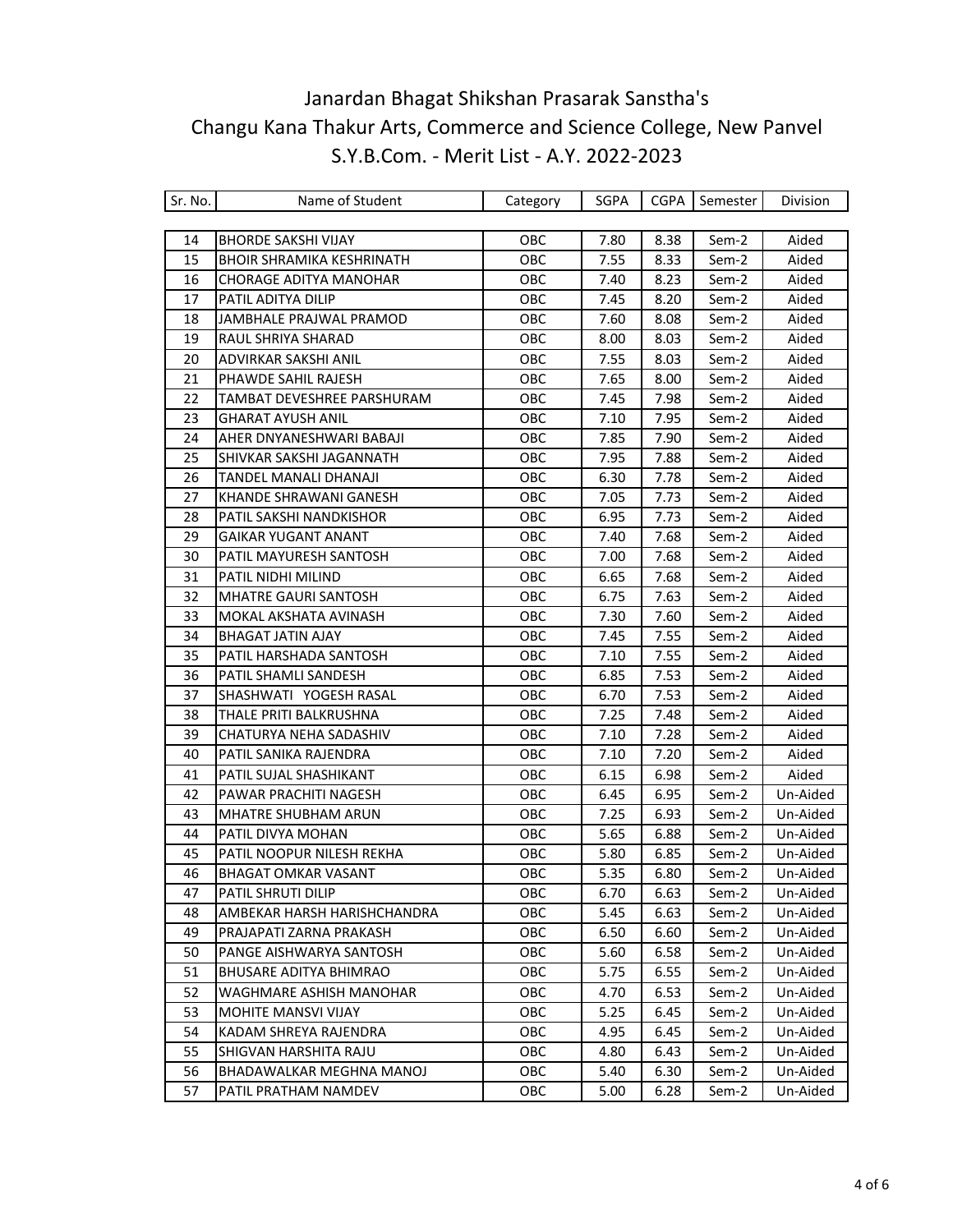# Janardan Bhagat Shikshan Prasarak Sanstha's
# Changu Kana Thakur Arts, Commerce and Science College, New Panvel
## S.Y.B.Com. - Merit List - A.Y. 2022-2023

| Sr. No. | Name of Student | Category | SGPA | CGPA | Semester | Division |
|---|---|---|---|---|---|---|
| 14 | BHORDE SAKSHI VIJAY | OBC | 7.80 | 8.38 | Sem-2 | Aided |
| 15 | BHOIR SHRAMIKA KESHRINATH | OBC | 7.55 | 8.33 | Sem-2 | Aided |
| 16 | CHORAGE ADITYA MANOHAR | OBC | 7.40 | 8.23 | Sem-2 | Aided |
| 17 | PATIL ADITYA DILIP | OBC | 7.45 | 8.20 | Sem-2 | Aided |
| 18 | JAMBHALE PRAJWAL PRAMOD | OBC | 7.60 | 8.08 | Sem-2 | Aided |
| 19 | RAUL SHRIYA SHARAD | OBC | 8.00 | 8.03 | Sem-2 | Aided |
| 20 | ADVIRKAR SAKSHI ANIL | OBC | 7.55 | 8.03 | Sem-2 | Aided |
| 21 | PHAWDE SAHIL RAJESH | OBC | 7.65 | 8.00 | Sem-2 | Aided |
| 22 | TAMBAT DEVESHREE PARSHURAM | OBC | 7.45 | 7.98 | Sem-2 | Aided |
| 23 | GHARAT AYUSH ANIL | OBC | 7.10 | 7.95 | Sem-2 | Aided |
| 24 | AHER DNYANESHWARI BABAJI | OBC | 7.85 | 7.90 | Sem-2 | Aided |
| 25 | SHIVKAR SAKSHI JAGANNATH | OBC | 7.95 | 7.88 | Sem-2 | Aided |
| 26 | TANDEL MANALI DHANAJI | OBC | 6.30 | 7.78 | Sem-2 | Aided |
| 27 | KHANDE SHRAWANI GANESH | OBC | 7.05 | 7.73 | Sem-2 | Aided |
| 28 | PATIL SAKSHI NANDKISHOR | OBC | 6.95 | 7.73 | Sem-2 | Aided |
| 29 | GAIKAR YUGANT ANANT | OBC | 7.40 | 7.68 | Sem-2 | Aided |
| 30 | PATIL MAYURESH SANTOSH | OBC | 7.00 | 7.68 | Sem-2 | Aided |
| 31 | PATIL NIDHI MILIND | OBC | 6.65 | 7.68 | Sem-2 | Aided |
| 32 | MHATRE GAURI SANTOSH | OBC | 6.75 | 7.63 | Sem-2 | Aided |
| 33 | MOKAL AKSHATA AVINASH | OBC | 7.30 | 7.60 | Sem-2 | Aided |
| 34 | BHAGAT JATIN AJAY | OBC | 7.45 | 7.55 | Sem-2 | Aided |
| 35 | PATIL HARSHADA SANTOSH | OBC | 7.10 | 7.55 | Sem-2 | Aided |
| 36 | PATIL SHAMLI SANDESH | OBC | 6.85 | 7.53 | Sem-2 | Aided |
| 37 | SHASHWATI YOGESH RASAL | OBC | 6.70 | 7.53 | Sem-2 | Aided |
| 38 | THALE PRITI BALKRUSHNA | OBC | 7.25 | 7.48 | Sem-2 | Aided |
| 39 | CHATURYA NEHA SADASHIV | OBC | 7.10 | 7.28 | Sem-2 | Aided |
| 40 | PATIL SANIKA RAJENDRA | OBC | 7.10 | 7.20 | Sem-2 | Aided |
| 41 | PATIL SUJAL SHASHIKANT | OBC | 6.15 | 6.98 | Sem-2 | Aided |
| 42 | PAWAR PRACHITI NAGESH | OBC | 6.45 | 6.95 | Sem-2 | Un-Aided |
| 43 | MHATRE SHUBHAM ARUN | OBC | 7.25 | 6.93 | Sem-2 | Un-Aided |
| 44 | PATIL DIVYA MOHAN | OBC | 5.65 | 6.88 | Sem-2 | Un-Aided |
| 45 | PATIL NOOPUR NILESH REKHA | OBC | 5.80 | 6.85 | Sem-2 | Un-Aided |
| 46 | BHAGAT OMKAR VASANT | OBC | 5.35 | 6.80 | Sem-2 | Un-Aided |
| 47 | PATIL SHRUTI DILIP | OBC | 6.70 | 6.63 | Sem-2 | Un-Aided |
| 48 | AMBEKAR HARSH HARISHCHANDRA | OBC | 5.45 | 6.63 | Sem-2 | Un-Aided |
| 49 | PRAJAPATI ZARNA PRAKASH | OBC | 6.50 | 6.60 | Sem-2 | Un-Aided |
| 50 | PANGE AISHWARYA SANTOSH | OBC | 5.60 | 6.58 | Sem-2 | Un-Aided |
| 51 | BHUSARE ADITYA BHIMRAO | OBC | 5.75 | 6.55 | Sem-2 | Un-Aided |
| 52 | WAGHMARE ASHISH MANOHAR | OBC | 4.70 | 6.53 | Sem-2 | Un-Aided |
| 53 | MOHITE MANSVI VIJAY | OBC | 5.25 | 6.45 | Sem-2 | Un-Aided |
| 54 | KADAM SHREYA RAJENDRA | OBC | 4.95 | 6.45 | Sem-2 | Un-Aided |
| 55 | SHIGVAN HARSHITA RAJU | OBC | 4.80 | 6.43 | Sem-2 | Un-Aided |
| 56 | BHADAWALKAR MEGHNA MANOJ | OBC | 5.40 | 6.30 | Sem-2 | Un-Aided |
| 57 | PATIL PRATHAM NAMDEV | OBC | 5.00 | 6.28 | Sem-2 | Un-Aided |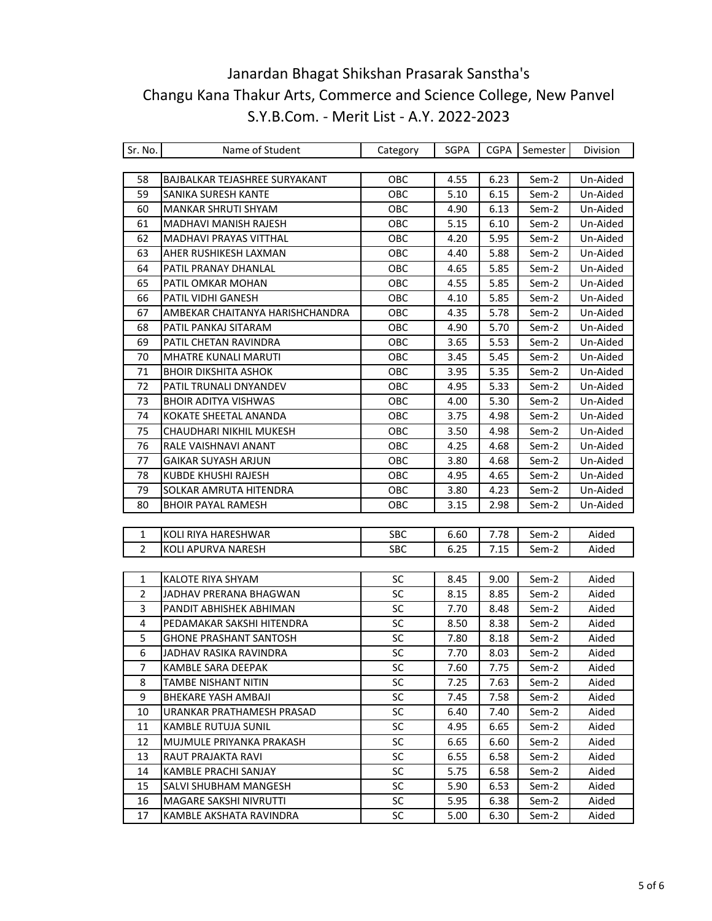# Janardan Bhagat Shikshan Prasarak Sanstha's
# Changu Kana Thakur Arts, Commerce and Science College, New Panvel
## S.Y.B.Com. - Merit List - A.Y. 2022-2023

| Sr. No. | Name of Student | Category | SGPA | CGPA | Semester | Division |
|---|---|---|---|---|---|---|
| 58 | BAJBALKAR TEJASHREE SURYAKANT | OBC | 4.55 | 6.23 | Sem-2 | Un-Aided |
| 59 | SANIKA SURESH KANTE | OBC | 5.10 | 6.15 | Sem-2 | Un-Aided |
| 60 | MANKAR SHRUTI SHYAM | OBC | 4.90 | 6.13 | Sem-2 | Un-Aided |
| 61 | MADHAVI MANISH RAJESH | OBC | 5.15 | 6.10 | Sem-2 | Un-Aided |
| 62 | MADHAVI PRAYAS VITTHAL | OBC | 4.20 | 5.95 | Sem-2 | Un-Aided |
| 63 | AHER RUSHIKESH LAXMAN | OBC | 4.40 | 5.88 | Sem-2 | Un-Aided |
| 64 | PATIL PRANAY DHANLAL | OBC | 4.65 | 5.85 | Sem-2 | Un-Aided |
| 65 | PATIL OMKAR MOHAN | OBC | 4.55 | 5.85 | Sem-2 | Un-Aided |
| 66 | PATIL VIDHI GANESH | OBC | 4.10 | 5.85 | Sem-2 | Un-Aided |
| 67 | AMBEKAR CHAITANYA HARISHCHANDRA | OBC | 4.35 | 5.78 | Sem-2 | Un-Aided |
| 68 | PATIL PANKAJ SITARAM | OBC | 4.90 | 5.70 | Sem-2 | Un-Aided |
| 69 | PATIL CHETAN RAVINDRA | OBC | 3.65 | 5.53 | Sem-2 | Un-Aided |
| 70 | MHATRE KUNALI MARUTI | OBC | 3.45 | 5.45 | Sem-2 | Un-Aided |
| 71 | BHOIR DIKSHITA ASHOK | OBC | 3.95 | 5.35 | Sem-2 | Un-Aided |
| 72 | PATIL TRUNALI DNYANDEV | OBC | 4.95 | 5.33 | Sem-2 | Un-Aided |
| 73 | BHOIR ADITYA VISHWAS | OBC | 4.00 | 5.30 | Sem-2 | Un-Aided |
| 74 | KOKATE SHEETAL ANANDA | OBC | 3.75 | 4.98 | Sem-2 | Un-Aided |
| 75 | CHAUDHARI NIKHIL MUKESH | OBC | 3.50 | 4.98 | Sem-2 | Un-Aided |
| 76 | RALE VAISHNAVI ANANT | OBC | 4.25 | 4.68 | Sem-2 | Un-Aided |
| 77 | GAIKAR SUYASH ARJUN | OBC | 3.80 | 4.68 | Sem-2 | Un-Aided |
| 78 | KUBDE KHUSHI RAJESH | OBC | 4.95 | 4.65 | Sem-2 | Un-Aided |
| 79 | SOLKAR AMRUTA HITENDRA | OBC | 3.80 | 4.23 | Sem-2 | Un-Aided |
| 80 | BHOIR PAYAL RAMESH | OBC | 3.15 | 2.98 | Sem-2 | Un-Aided |
| 1 | KOLI RIYA HARESHWAR | SBC | 6.60 | 7.78 | Sem-2 | Aided |
| 2 | KOLI APURVA NARESH | SBC | 6.25 | 7.15 | Sem-2 | Aided |
| 1 | KALOTE RIYA SHYAM | SC | 8.45 | 9.00 | Sem-2 | Aided |
| 2 | JADHAV PRERANA BHAGWAN | SC | 8.15 | 8.85 | Sem-2 | Aided |
| 3 | PANDIT ABHISHEK ABHIMAN | SC | 7.70 | 8.48 | Sem-2 | Aided |
| 4 | PEDAMAKAR SAKSHI HITENDRA | SC | 8.50 | 8.38 | Sem-2 | Aided |
| 5 | GHONE PRASHANT SANTOSH | SC | 7.80 | 8.18 | Sem-2 | Aided |
| 6 | JADHAV RASIKA RAVINDRA | SC | 7.70 | 8.03 | Sem-2 | Aided |
| 7 | KAMBLE SARA DEEPAK | SC | 7.60 | 7.75 | Sem-2 | Aided |
| 8 | TAMBE NISHANT NITIN | SC | 7.25 | 7.63 | Sem-2 | Aided |
| 9 | BHEKARE YASH AMBAJI | SC | 7.45 | 7.58 | Sem-2 | Aided |
| 10 | URANKAR PRATHAMESH PRASAD | SC | 6.40 | 7.40 | Sem-2 | Aided |
| 11 | KAMBLE RUTUJA SUNIL | SC | 4.95 | 6.65 | Sem-2 | Aided |
| 12 | MUJMULE PRIYANKA PRAKASH | SC | 6.65 | 6.60 | Sem-2 | Aided |
| 13 | RAUT PRAJAKTA RAVI | SC | 6.55 | 6.58 | Sem-2 | Aided |
| 14 | KAMBLE PRACHI SANJAY | SC | 5.75 | 6.58 | Sem-2 | Aided |
| 15 | SALVI SHUBHAM MANGESH | SC | 5.90 | 6.53 | Sem-2 | Aided |
| 16 | MAGARE SAKSHI NIVRUTTI | SC | 5.95 | 6.38 | Sem-2 | Aided |
| 17 | KAMBLE AKSHATA RAVINDRA | SC | 5.00 | 6.30 | Sem-2 | Aided |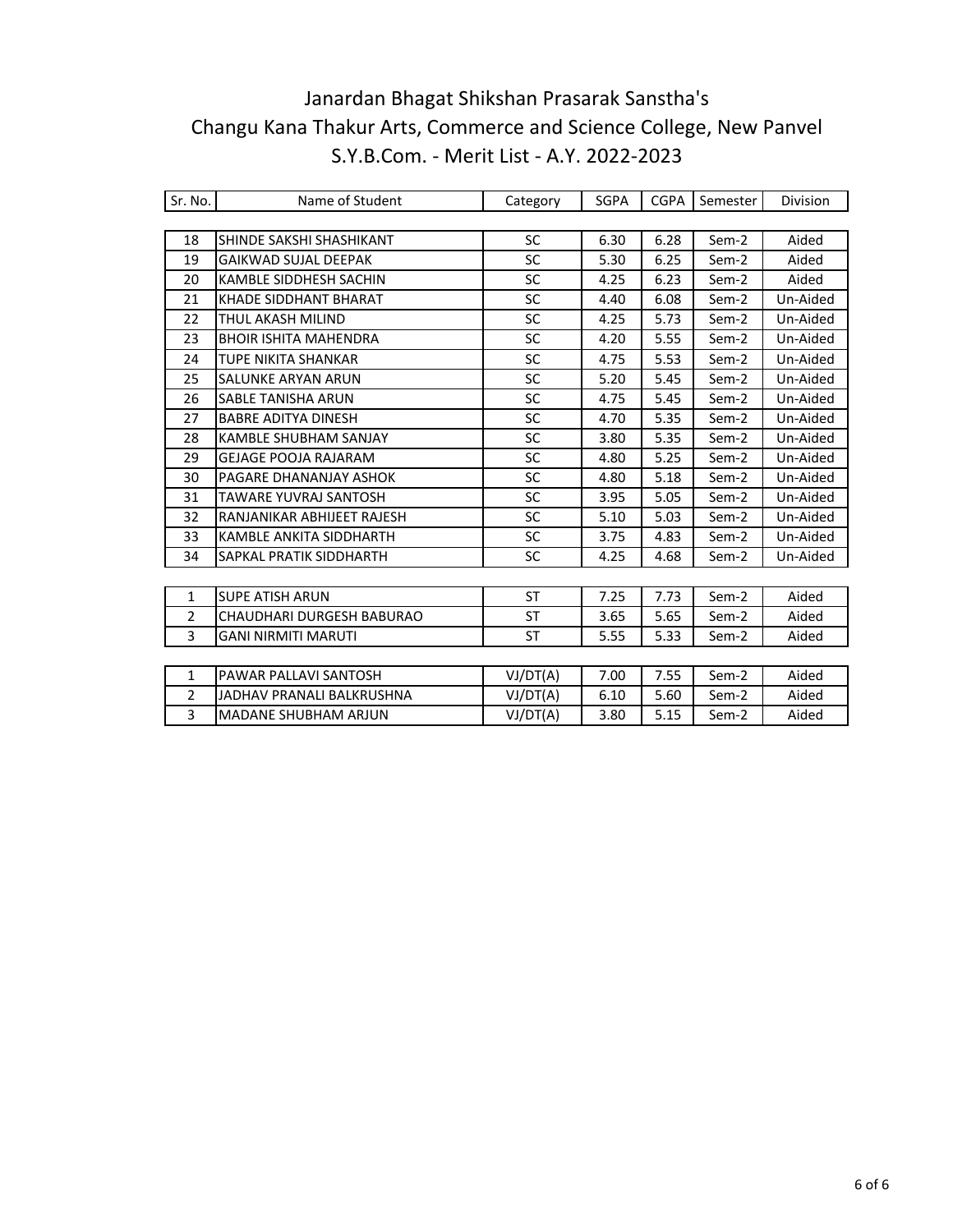# Janardan Bhagat Shikshan Prasarak Sanstha's
# Changu Kana Thakur Arts, Commerce and Science College, New Panvel
## S.Y.B.Com. - Merit List - A.Y. 2022-2023

| Sr. No. | Name of Student | Category | SGPA | CGPA | Semester | Division |
|---|---|---|---|---|---|---|
| 18 | SHINDE SAKSHI SHASHIKANT | SC | 6.30 | 6.28 | Sem-2 | Aided |
| 19 | GAIKWAD SUJAL DEEPAK | SC | 5.30 | 6.25 | Sem-2 | Aided |
| 20 | KAMBLE SIDDHESH SACHIN | SC | 4.25 | 6.23 | Sem-2 | Aided |
| 21 | KHADE SIDDHANT BHARAT | SC | 4.40 | 6.08 | Sem-2 | Un-Aided |
| 22 | THUL AKASH MILIND | SC | 4.25 | 5.73 | Sem-2 | Un-Aided |
| 23 | BHOIR ISHITA MAHENDRA | SC | 4.20 | 5.55 | Sem-2 | Un-Aided |
| 24 | TUPE NIKITA SHANKAR | SC | 4.75 | 5.53 | Sem-2 | Un-Aided |
| 25 | SALUNKE ARYAN ARUN | SC | 5.20 | 5.45 | Sem-2 | Un-Aided |
| 26 | SABLE TANISHA ARUN | SC | 4.75 | 5.45 | Sem-2 | Un-Aided |
| 27 | BABRE ADITYA DINESH | SC | 4.70 | 5.35 | Sem-2 | Un-Aided |
| 28 | KAMBLE SHUBHAM SANJAY | SC | 3.80 | 5.35 | Sem-2 | Un-Aided |
| 29 | GEJAGE POOJA RAJARAM | SC | 4.80 | 5.25 | Sem-2 | Un-Aided |
| 30 | PAGARE DHANANJAY ASHOK | SC | 4.80 | 5.18 | Sem-2 | Un-Aided |
| 31 | TAWARE YUVRAJ SANTOSH | SC | 3.95 | 5.05 | Sem-2 | Un-Aided |
| 32 | RANJANIKAR ABHIJEET RAJESH | SC | 5.10 | 5.03 | Sem-2 | Un-Aided |
| 33 | KAMBLE ANKITA SIDDHARTH | SC | 3.75 | 4.83 | Sem-2 | Un-Aided |
| 34 | SAPKAL PRATIK SIDDHARTH | SC | 4.25 | 4.68 | Sem-2 | Un-Aided |
| 1 | SUPE ATISH ARUN | ST | 7.25 | 7.73 | Sem-2 | Aided |
| 2 | CHAUDHARI DURGESH BABURAO | ST | 3.65 | 5.65 | Sem-2 | Aided |
| 3 | GANI NIRMITI MARUTI | ST | 5.55 | 5.33 | Sem-2 | Aided |
| 1 | PAWAR PALLAVI SANTOSH | VJ/DT(A) | 7.00 | 7.55 | Sem-2 | Aided |
| 2 | JADHAV PRANALI BALKRUSHNA | VJ/DT(A) | 6.10 | 5.60 | Sem-2 | Aided |
| 3 | MADANE SHUBHAM ARJUN | VJ/DT(A) | 3.80 | 5.15 | Sem-2 | Aided |